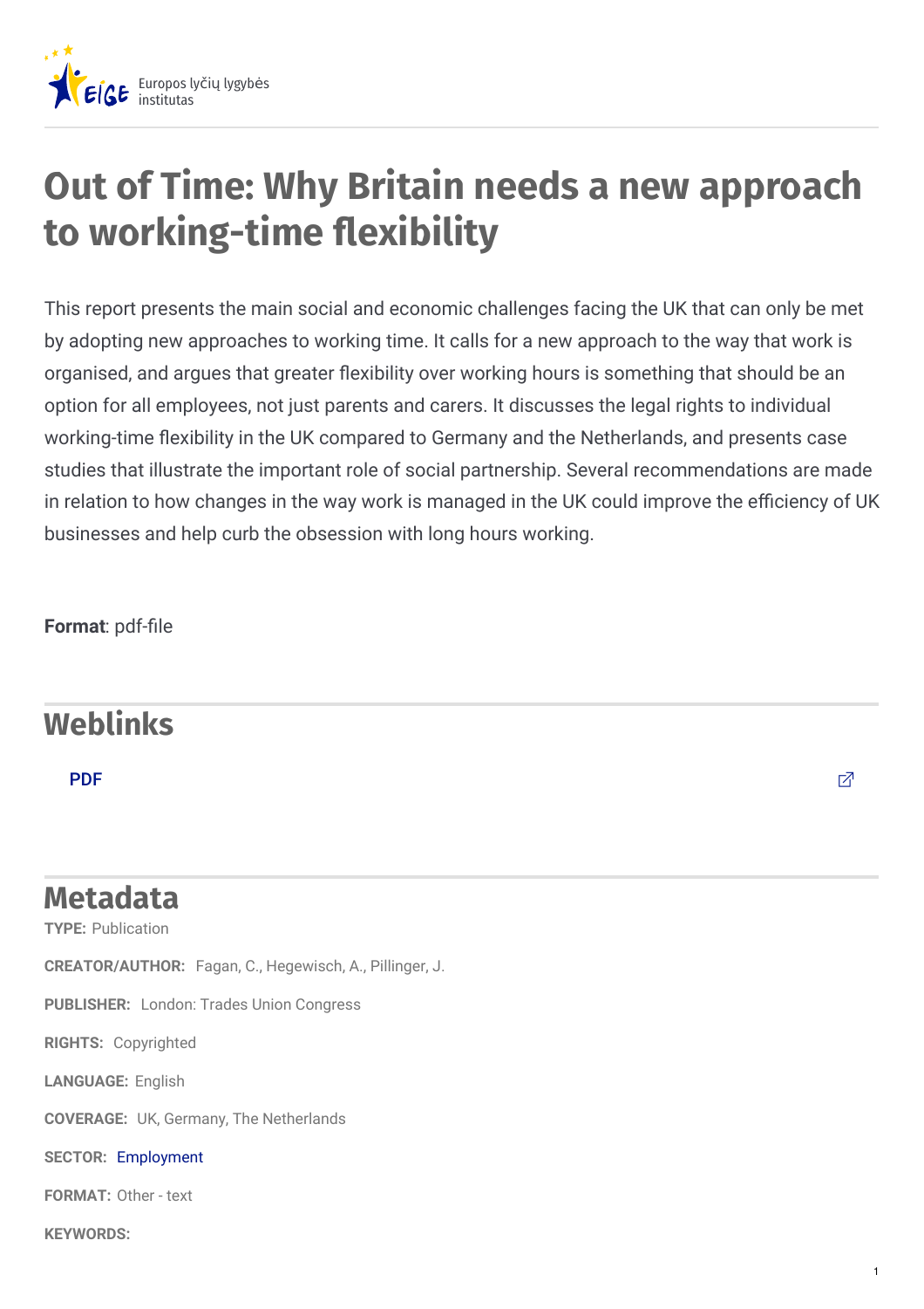Europos lyčių lygybės institutas

# Out of Time: Why Britain needs a new approach to working-time flexibility

This report presents the main social and economic challenges facing the UK that can only be met by adopting new approaches to working time. It calls for a new approach to the way that work is organised, and argues that greater flexibility over working hours is something that should be an option for all employees, not just parents and carers. It discusses the legal rights to individual working-time flexibility in the UK compared to Germany and the Netherlands, and presents case studies that illustrate the important role of social partnership. Several recommendations are made in relation to how changes in the way work is managed in the UK could improve the efficiency of UK businesses and help curb the obsession with long hours working.

**Format**: pdf-file

## Weblinks

PDF

## Metadata

**TYPE:** Publication

**CREATOR/AUTHOR:** Fagan, C., Hegewisch, A., Pillinger, J.

**PUBLISHER:** London: Trades Union Congress

**RIGHTS:** Copyrighted

**LANGUAGE:** English

**COVERAGE:** UK, Germany, The Netherlands

**SECTOR:** Employment

**FORMAT:** Other - text

**KEYWORDS:**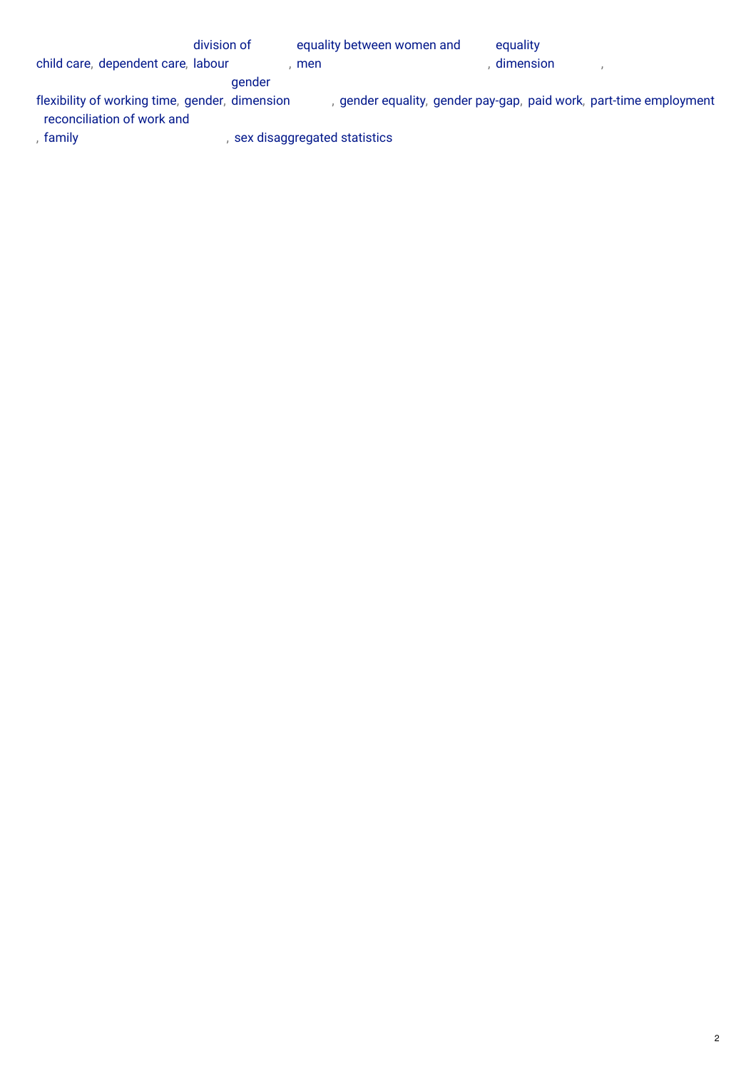child care, dependent care, division of labour, equality between women and men, equality dimension, flexibility of working time, gender, gender dimension, gender equality, gender pay-gap, paid work, part-time employment, reconciliation of work and family, sex disaggregated statistics